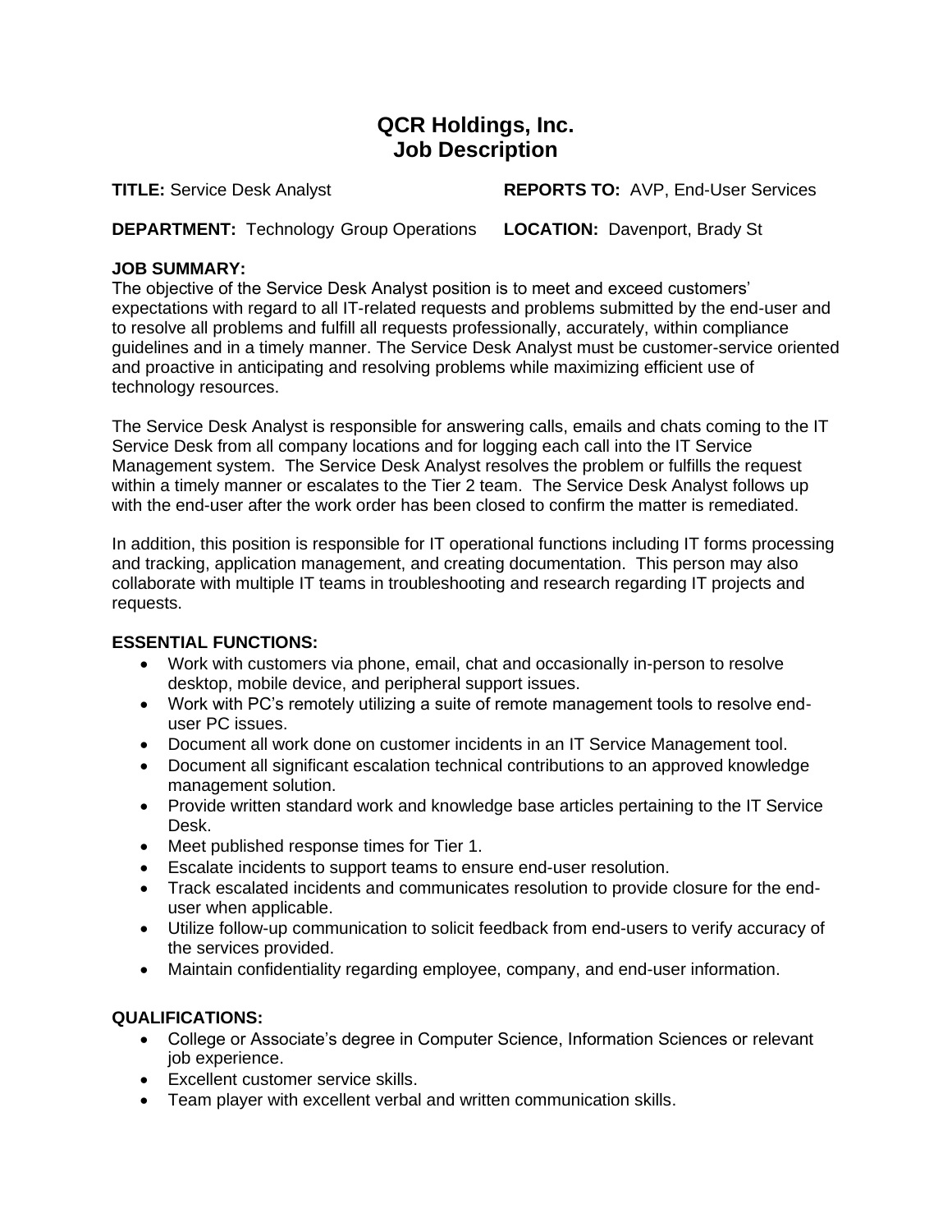# QCR Holdings, Inc.
# Job Description

**TITLE:** Service Desk Analyst **REPORTS TO:** AVP, End-User Services

**DEPARTMENT:** Technology Group Operations **LOCATION:** Davenport, Brady St

**JOB SUMMARY:**
The objective of the Service Desk Analyst position is to meet and exceed customers' expectations with regard to all IT-related requests and problems submitted by the end-user and to resolve all problems and fulfill all requests professionally, accurately, within compliance guidelines and in a timely manner. The Service Desk Analyst must be customer-service oriented and proactive in anticipating and resolving problems while maximizing efficient use of technology resources.

The Service Desk Analyst is responsible for answering calls, emails and chats coming to the IT Service Desk from all company locations and for logging each call into the IT Service Management system. The Service Desk Analyst resolves the problem or fulfills the request within a timely manner or escalates to the Tier 2 team. The Service Desk Analyst follows up with the end-user after the work order has been closed to confirm the matter is remediated.

In addition, this position is responsible for IT operational functions including IT forms processing and tracking, application management, and creating documentation. This person may also collaborate with multiple IT teams in troubleshooting and research regarding IT projects and requests.

**ESSENTIAL FUNCTIONS:**

- Work with customers via phone, email, chat and occasionally in-person to resolve desktop, mobile device, and peripheral support issues.
- Work with PC's remotely utilizing a suite of remote management tools to resolve end-user PC issues.
- Document all work done on customer incidents in an IT Service Management tool.
- Document all significant escalation technical contributions to an approved knowledge management solution.
- Provide written standard work and knowledge base articles pertaining to the IT Service Desk.
- Meet published response times for Tier 1.
- Escalate incidents to support teams to ensure end-user resolution.
- Track escalated incidents and communicates resolution to provide closure for the end-user when applicable.
- Utilize follow-up communication to solicit feedback from end-users to verify accuracy of the services provided.
- Maintain confidentiality regarding employee, company, and end-user information.

**QUALIFICATIONS:**

- College or Associate's degree in Computer Science, Information Sciences or relevant job experience.
- Excellent customer service skills.
- Team player with excellent verbal and written communication skills.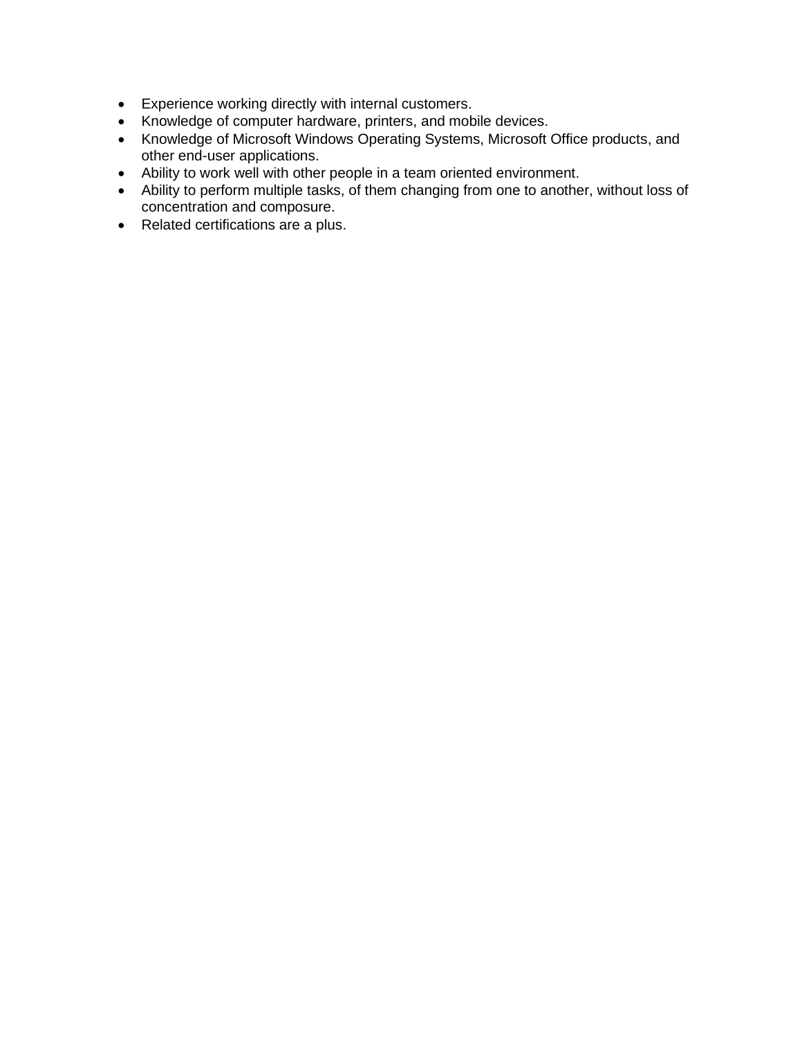- Experience working directly with internal customers.
- Knowledge of computer hardware, printers, and mobile devices.
- Knowledge of Microsoft Windows Operating Systems, Microsoft Office products, and other end-user applications.
- Ability to work well with other people in a team oriented environment.
- Ability to perform multiple tasks, of them changing from one to another, without loss of concentration and composure.
- Related certifications are a plus.